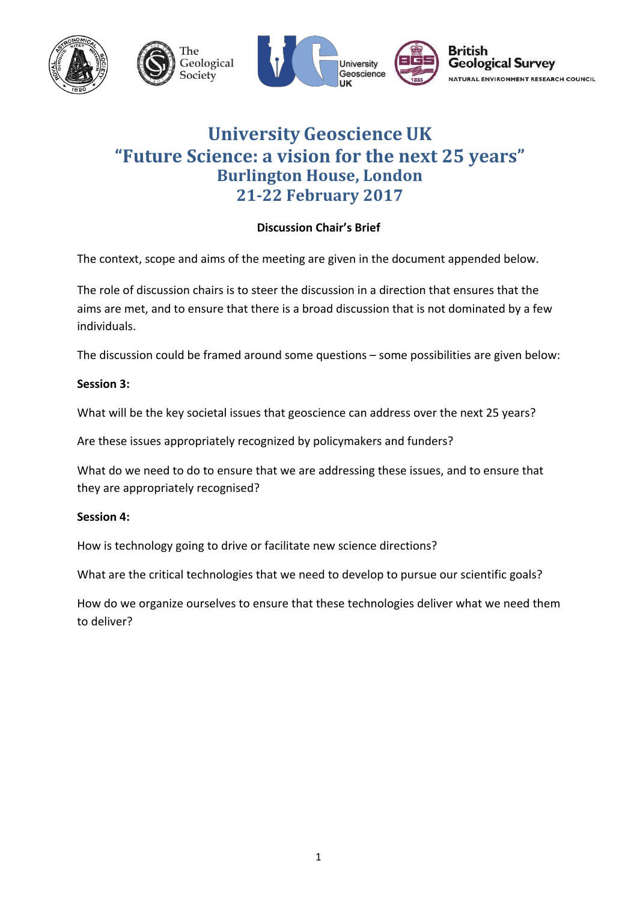# University Geoscience UK
# "Future Science: a vision for the next 25 years"
## Burlington House, London
## 21-22 February 2017

**Discussion Chair's Brief**

The context, scope and aims of the meeting are given in the document appended below.

The role of discussion chairs is to steer the discussion in a direction that ensures that the aims are met, and to ensure that there is a broad discussion that is not dominated by a few individuals.

The discussion could be framed around some questions – some possibilities are given below:

**Session 3:**

What will be the key societal issues that geoscience can address over the next 25 years?

Are these issues appropriately recognized by policymakers and funders?

What do we need to do to ensure that we are addressing these issues, and to ensure that they are appropriately recognised?

**Session 4:**

How is technology going to drive or facilitate new science directions?

What are the critical technologies that we need to develop to pursue our scientific goals?

How do we organize ourselves to ensure that these technologies deliver what we need them to deliver?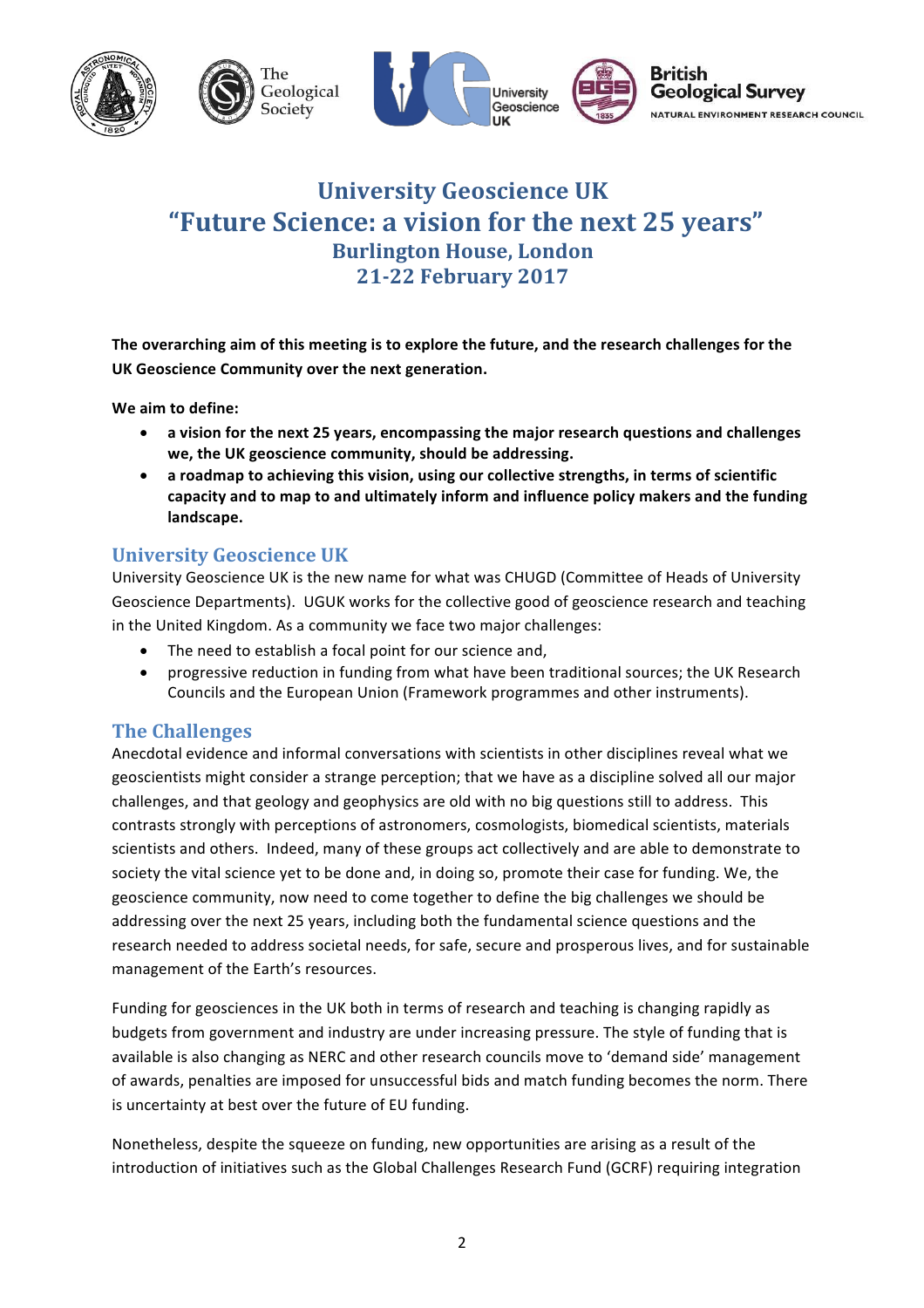# University Geoscience UK
# "Future Science: a vision for the next 25 years"
## Burlington House, London
## 21-22 February 2017

**The overarching aim of this meeting is to explore the future, and the research challenges for the UK Geoscience Community over the next generation.**

**We aim to define:**

- **a vision for the next 25 years, encompassing the major research questions and challenges we, the UK geoscience community, should be addressing.**
- **a roadmap to achieving this vision, using our collective strengths, in terms of scientific capacity and to map to and ultimately inform and influence policy makers and the funding landscape.**

## University Geoscience UK

University Geoscience UK is the new name for what was CHUGD (Committee of Heads of University Geoscience Departments). UGUK works for the collective good of geoscience research and teaching in the United Kingdom. As a community we face two major challenges:

- The need to establish a focal point for our science and,
- progressive reduction in funding from what have been traditional sources; the UK Research Councils and the European Union (Framework programmes and other instruments).

## The Challenges

Anecdotal evidence and informal conversations with scientists in other disciplines reveal what we geoscientists might consider a strange perception; that we have as a discipline solved all our major challenges, and that geology and geophysics are old with no big questions still to address. This contrasts strongly with perceptions of astronomers, cosmologists, biomedical scientists, materials scientists and others. Indeed, many of these groups act collectively and are able to demonstrate to society the vital science yet to be done and, in doing so, promote their case for funding. We, the geoscience community, now need to come together to define the big challenges we should be addressing over the next 25 years, including both the fundamental science questions and the research needed to address societal needs, for safe, secure and prosperous lives, and for sustainable management of the Earth's resources.

Funding for geosciences in the UK both in terms of research and teaching is changing rapidly as budgets from government and industry are under increasing pressure. The style of funding that is available is also changing as NERC and other research councils move to 'demand side' management of awards, penalties are imposed for unsuccessful bids and match funding becomes the norm. There is uncertainty at best over the future of EU funding.

Nonetheless, despite the squeeze on funding, new opportunities are arising as a result of the introduction of initiatives such as the Global Challenges Research Fund (GCRF) requiring integration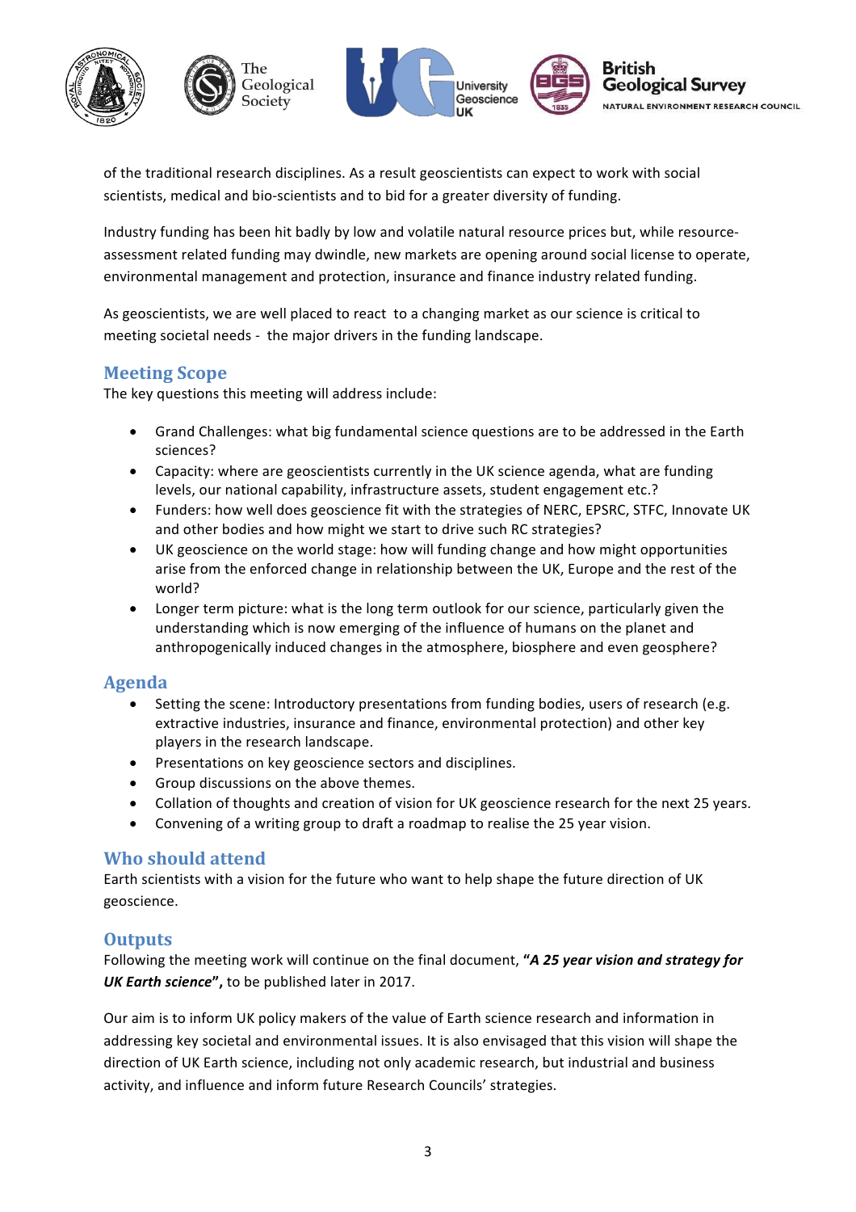of the traditional research disciplines. As a result geoscientists can expect to work with social scientists, medical and bio-scientists and to bid for a greater diversity of funding.

Industry funding has been hit badly by low and volatile natural resource prices but, while resource-assessment related funding may dwindle, new markets are opening around social license to operate, environmental management and protection, insurance and finance industry related funding.

As geoscientists, we are well placed to react to a changing market as our science is critical to meeting societal needs - the major drivers in the funding landscape.

## Meeting Scope

The key questions this meeting will address include:

- Grand Challenges: what big fundamental science questions are to be addressed in the Earth sciences?
- Capacity: where are geoscientists currently in the UK science agenda, what are funding levels, our national capability, infrastructure assets, student engagement etc.?
- Funders: how well does geoscience fit with the strategies of NERC, EPSRC, STFC, Innovate UK and other bodies and how might we start to drive such RC strategies?
- UK geoscience on the world stage: how will funding change and how might opportunities arise from the enforced change in relationship between the UK, Europe and the rest of the world?
- Longer term picture: what is the long term outlook for our science, particularly given the understanding which is now emerging of the influence of humans on the planet and anthropogenically induced changes in the atmosphere, biosphere and even geosphere?

## Agenda

- Setting the scene: Introductory presentations from funding bodies, users of research (e.g. extractive industries, insurance and finance, environmental protection) and other key players in the research landscape.
- Presentations on key geoscience sectors and disciplines.
- Group discussions on the above themes.
- Collation of thoughts and creation of vision for UK geoscience research for the next 25 years.
- Convening of a writing group to draft a roadmap to realise the 25 year vision.

## Who should attend

Earth scientists with a vision for the future who want to help shape the future direction of UK geoscience.

## Outputs

Following the meeting work will continue on the final document, **"*A 25 year vision and strategy for UK Earth science*",** to be published later in 2017.

Our aim is to inform UK policy makers of the value of Earth science research and information in addressing key societal and environmental issues. It is also envisaged that this vision will shape the direction of UK Earth science, including not only academic research, but industrial and business activity, and influence and inform future Research Councils' strategies.